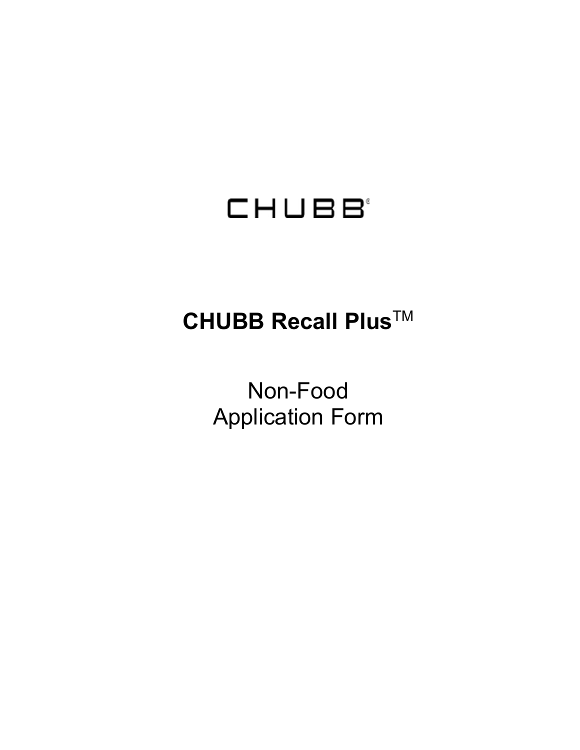# CHUBB

## CHUBB Recall Plus™

Non-Food
Application Form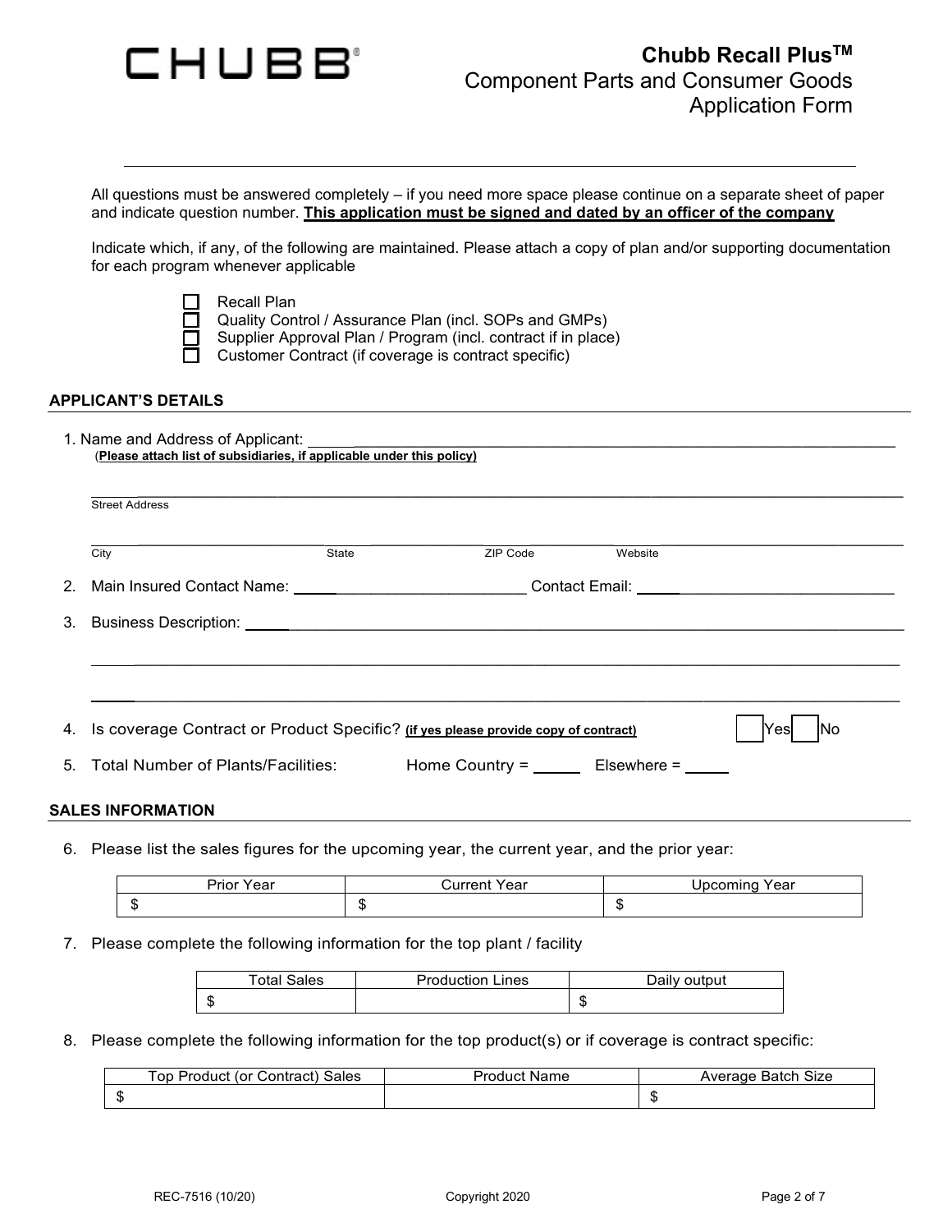# CHUBB

## Chubb Recall Plus™
## Component Parts and Consumer Goods Application Form

---

All questions must be answered completely – if you need more space please continue on a separate sheet of paper and indicate question number. **This application must be signed and dated by an officer of the company**

Indicate which, if any, of the following are maintained. Please attach a copy of plan and/or supporting documentation for each program whenever applicable

- ☐ Recall Plan
- ☐ Quality Control / Assurance Plan (incl. SOPs and GMPs)
- ☐ Supplier Approval Plan / Program (incl. contract if in place)
- ☐ Customer Contract (if coverage is contract specific)

### APPLICANT'S DETAILS

1. Name and Address of Applicant: ______________________________
   (**Please attach list of subsidiaries, if applicable under this policy)**

   ______________________________
   Street Address

   ______________ ______________ ______________ ______________
   City State ZIP Code Website

2. Main Insured Contact Name: ______________________________ Contact Email: ______________________________

3. Business Description: ______________________________

   ______________________________

   ______________________________

4. Is coverage Contract or Product Specific? **(if yes please provide copy of contract)** ☐ Yes ☐ No

5. Total Number of Plants/Facilities: Home Country = ______ Elsewhere = ______

### SALES INFORMATION

6. Please list the sales figures for the upcoming year, the current year, and the prior year:

| Prior Year | Current Year | Upcoming Year |
|---|---|---|
| $ | $ | $ |

7. Please complete the following information for the top plant / facility

| Total Sales | Production Lines | Daily output |
|---|---|---|
| $ | | $ |

8. Please complete the following information for the top product(s) or if coverage is contract specific:

| Top Product (or Contract) Sales | Product Name | Average Batch Size |
|---|---|---|
| $ | | $ |

REC-7516 (10/20) Copyright 2020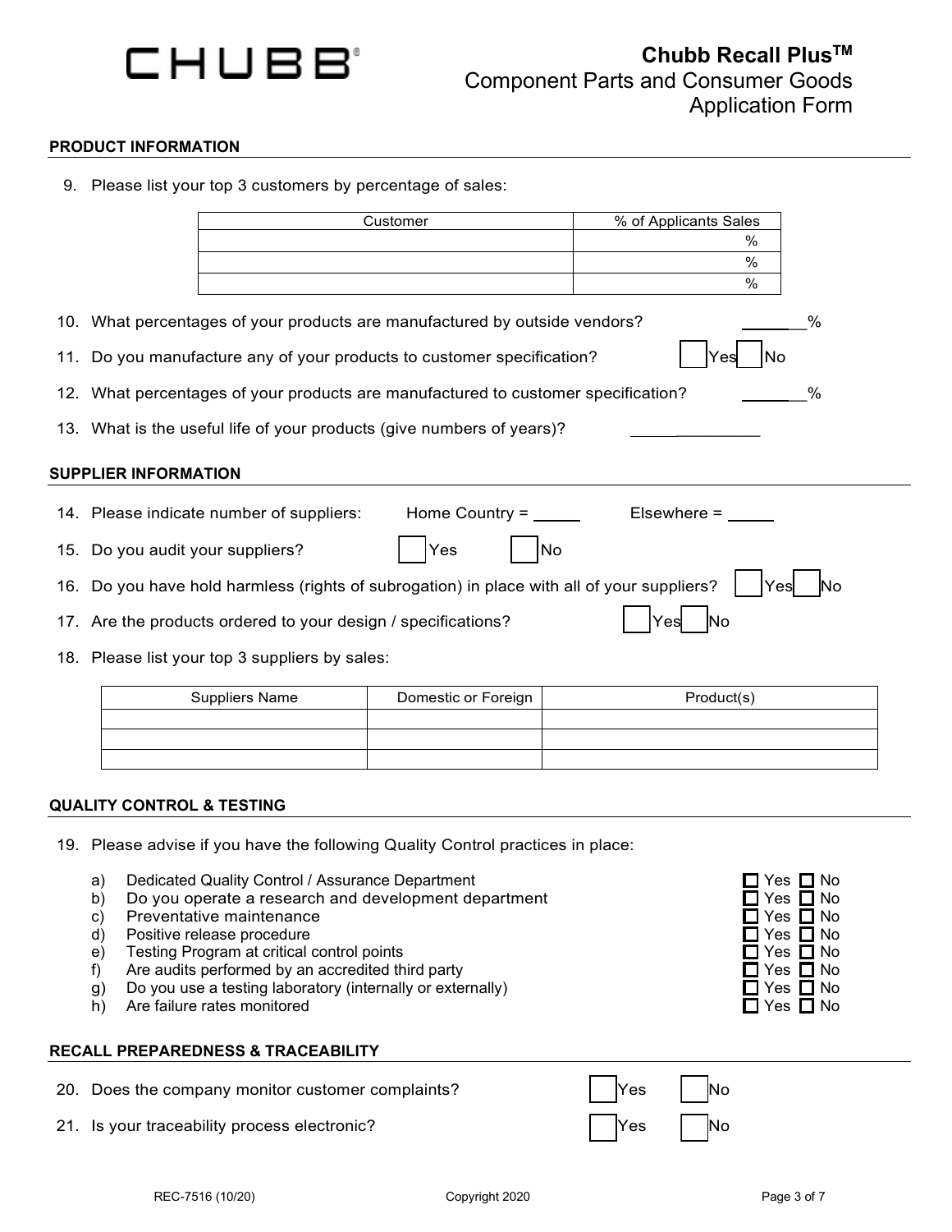CHUBB

**Chubb Recall Plus™**
Component Parts and Consumer Goods
Application Form

## PRODUCT INFORMATION

9. Please list your top 3 customers by percentage of sales:

| Customer | % of Applicants Sales |
|---|---|
| | % |
| | % |
| | % |

10. What percentages of your products are manufactured by outside vendors? _______%

11. Do you manufacture any of your products to customer specification? ☐ Yes ☐ No

12. What percentages of your products are manufactured to customer specification? _______%

13. What is the useful life of your products (give numbers of years)? ______________

## SUPPLIER INFORMATION

14. Please indicate number of suppliers: Home Country = _____ Elsewhere = _____

15. Do you audit your suppliers? ☐ Yes ☐ No

16. Do you have hold harmless (rights of subrogation) in place with all of your suppliers? ☐ Yes ☐ No

17. Are the products ordered to your design / specifications? ☐ Yes ☐ No

18. Please list your top 3 suppliers by sales:

| Suppliers Name | Domestic or Foreign | Product(s) |
|---|---|---|
| | | |
| | | |
| | | |

## QUALITY CONTROL & TESTING

19. Please advise if you have the following Quality Control practices in place:

   a) Dedicated Quality Control / Assurance Department ☐ Yes ☐ No
   b) Do you operate a research and development department ☐ Yes ☐ No
   c) Preventative maintenance ☐ Yes ☐ No
   d) Positive release procedure ☐ Yes ☐ No
   e) Testing Program at critical control points ☐ Yes ☐ No
   f) Are audits performed by an accredited third party ☐ Yes ☐ No
   g) Do you use a testing laboratory (internally or externally) ☐ Yes ☐ No
   h) Are failure rates monitored ☐ Yes ☐ No

## RECALL PREPAREDNESS & TRACEABILITY

20. Does the company monitor customer complaints? ☐ Yes ☐ No

21. Is your traceability process electronic? ☐ Yes ☐ No

REC-7516 (10/20) Copyright 2020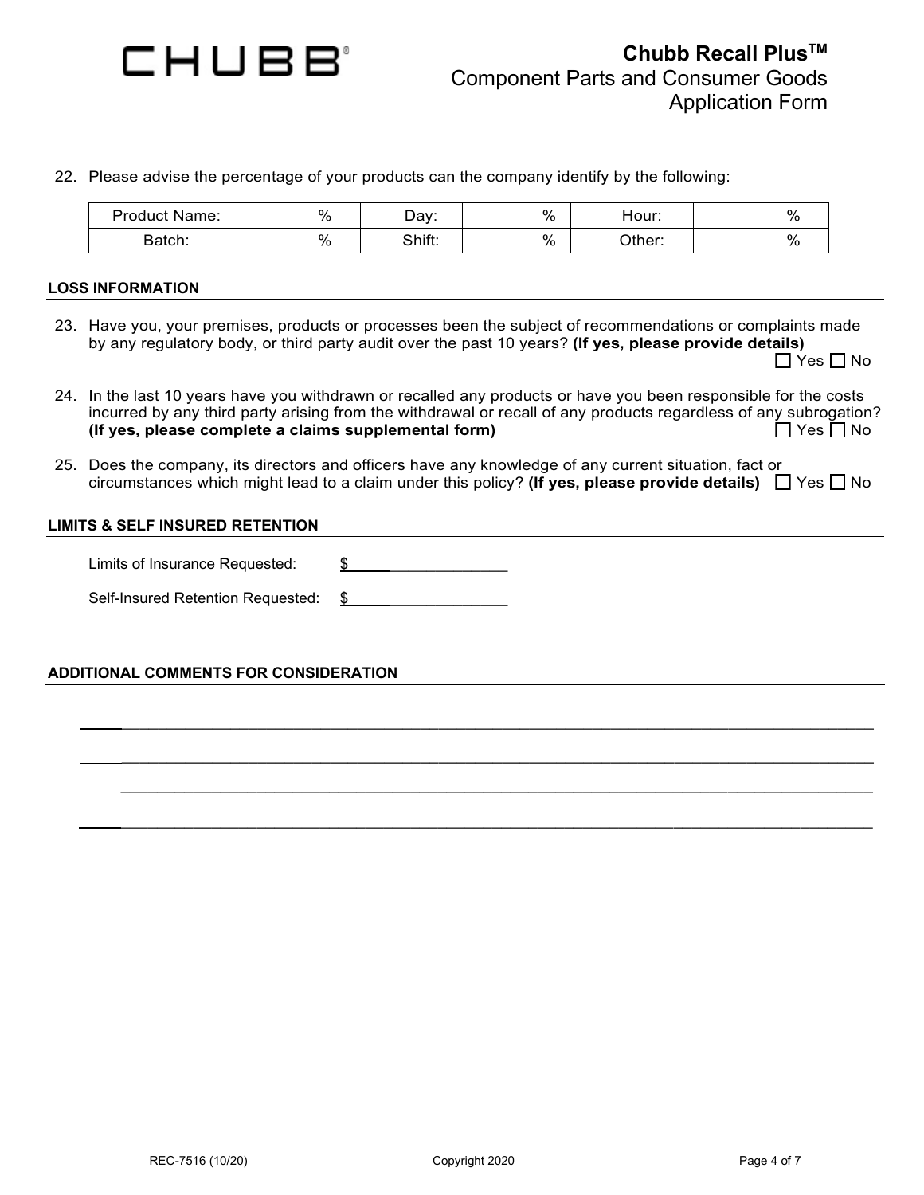22. Please advise the percentage of your products can the company identify by the following:

| Product Name: | % | Day: | % | Hour: | % |
|---|---|---|---|---|---|
| Batch: | % | Shift: | % | Other: | % |

## LOSS INFORMATION

23. Have you, your premises, products or processes been the subject of recommendations or complaints made by any regulatory body, or third party audit over the past 10 years? **(If yes, please provide details)** ☐ Yes ☐ No

24. In the last 10 years have you withdrawn or recalled any products or have you been responsible for the costs incurred by any third party arising from the withdrawal or recall of any products regardless of any subrogation? **(If yes, please complete a claims supplemental form)** ☐ Yes ☐ No

25. Does the company, its directors and officers have any knowledge of any current situation, fact or circumstances which might lead to a claim under this policy? **(If yes, please provide details)** ☐ Yes ☐ No

## LIMITS & SELF INSURED RETENTION

Limits of Insurance Requested: $____________________

Self-Insured Retention Requested: $____________________

## ADDITIONAL COMMENTS FOR CONSIDERATION

______________________________________________________________________________________

______________________________________________________________________________________

______________________________________________________________________________________

______________________________________________________________________________________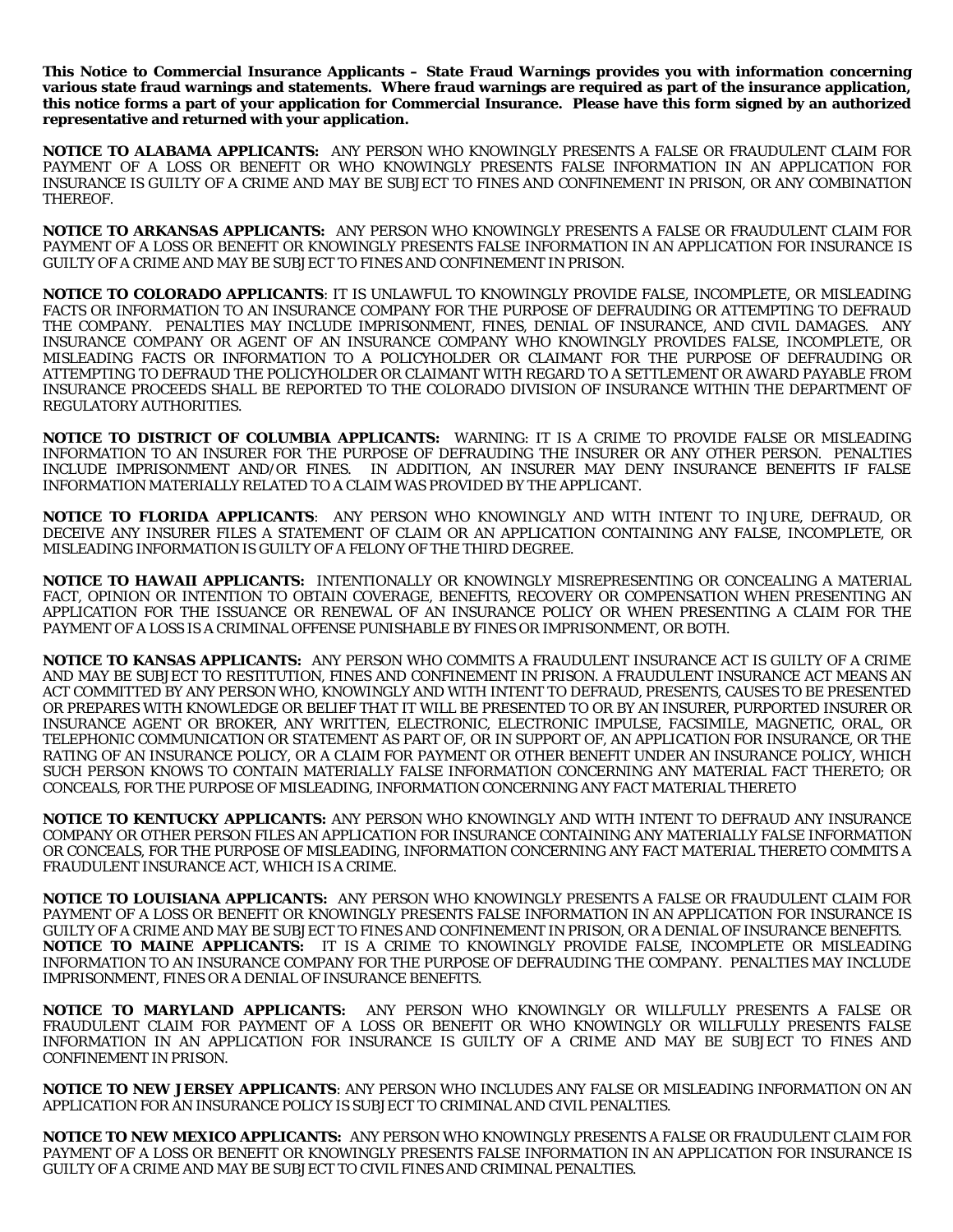**This Notice to Commercial Insurance Applicants – State Fraud Warnings provides you with information concerning various state fraud warnings and statements. Where fraud warnings are required as part of the insurance application, this notice forms a part of your application for Commercial Insurance. Please have this form signed by an authorized representative and returned with your application.**

**NOTICE TO ALABAMA APPLICANTS:** ANY PERSON WHO KNOWINGLY PRESENTS A FALSE OR FRAUDULENT CLAIM FOR PAYMENT OF A LOSS OR BENEFIT OR WHO KNOWINGLY PRESENTS FALSE INFORMATION IN AN APPLICATION FOR INSURANCE IS GUILTY OF A CRIME AND MAY BE SUBJECT TO FINES AND CONFINEMENT IN PRISON, OR ANY COMBINATION THEREOF.

**NOTICE TO ARKANSAS APPLICANTS:** ANY PERSON WHO KNOWINGLY PRESENTS A FALSE OR FRAUDULENT CLAIM FOR PAYMENT OF A LOSS OR BENEFIT OR KNOWINGLY PRESENTS FALSE INFORMATION IN AN APPLICATION FOR INSURANCE IS GUILTY OF A CRIME AND MAY BE SUBJECT TO FINES AND CONFINEMENT IN PRISON.

**NOTICE TO COLORADO APPLICANTS**: IT IS UNLAWFUL TO KNOWINGLY PROVIDE FALSE, INCOMPLETE, OR MISLEADING FACTS OR INFORMATION TO AN INSURANCE COMPANY FOR THE PURPOSE OF DEFRAUDING OR ATTEMPTING TO DEFRAUD THE COMPANY. PENALTIES MAY INCLUDE IMPRISONMENT, FINES, DENIAL OF INSURANCE, AND CIVIL DAMAGES. ANY INSURANCE COMPANY OR AGENT OF AN INSURANCE COMPANY WHO KNOWINGLY PROVIDES FALSE, INCOMPLETE, OR MISLEADING FACTS OR INFORMATION TO A POLICYHOLDER OR CLAIMANT FOR THE PURPOSE OF DEFRAUDING OR ATTEMPTING TO DEFRAUD THE POLICYHOLDER OR CLAIMANT WITH REGARD TO A SETTLEMENT OR AWARD PAYABLE FROM INSURANCE PROCEEDS SHALL BE REPORTED TO THE COLORADO DIVISION OF INSURANCE WITHIN THE DEPARTMENT OF REGULATORY AUTHORITIES.

**NOTICE TO DISTRICT OF COLUMBIA APPLICANTS:** WARNING: IT IS A CRIME TO PROVIDE FALSE OR MISLEADING INFORMATION TO AN INSURER FOR THE PURPOSE OF DEFRAUDING THE INSURER OR ANY OTHER PERSON. PENALTIES INCLUDE IMPRISONMENT AND/OR FINES. IN ADDITION, AN INSURER MAY DENY INSURANCE BENEFITS IF FALSE INFORMATION MATERIALLY RELATED TO A CLAIM WAS PROVIDED BY THE APPLICANT.

**NOTICE TO FLORIDA APPLICANTS**: ANY PERSON WHO KNOWINGLY AND WITH INTENT TO INJURE, DEFRAUD, OR DECEIVE ANY INSURER FILES A STATEMENT OF CLAIM OR AN APPLICATION CONTAINING ANY FALSE, INCOMPLETE, OR MISLEADING INFORMATION IS GUILTY OF A FELONY OF THE THIRD DEGREE.

**NOTICE TO HAWAII APPLICANTS:** INTENTIONALLY OR KNOWINGLY MISREPRESENTING OR CONCEALING A MATERIAL FACT, OPINION OR INTENTION TO OBTAIN COVERAGE, BENEFITS, RECOVERY OR COMPENSATION WHEN PRESENTING AN APPLICATION FOR THE ISSUANCE OR RENEWAL OF AN INSURANCE POLICY OR WHEN PRESENTING A CLAIM FOR THE PAYMENT OF A LOSS IS A CRIMINAL OFFENSE PUNISHABLE BY FINES OR IMPRISONMENT, OR BOTH.

**NOTICE TO KANSAS APPLICANTS:** ANY PERSON WHO COMMITS A FRAUDULENT INSURANCE ACT IS GUILTY OF A CRIME AND MAY BE SUBJECT TO RESTITUTION, FINES AND CONFINEMENT IN PRISON. A FRAUDULENT INSURANCE ACT MEANS AN ACT COMMITTED BY ANY PERSON WHO, KNOWINGLY AND WITH INTENT TO DEFRAUD, PRESENTS, CAUSES TO BE PRESENTED OR PREPARES WITH KNOWLEDGE OR BELIEF THAT IT WILL BE PRESENTED TO OR BY AN INSURER, PURPORTED INSURER OR INSURANCE AGENT OR BROKER, ANY WRITTEN, ELECTRONIC, ELECTRONIC IMPULSE, FACSIMILE, MAGNETIC, ORAL, OR TELEPHONIC COMMUNICATION OR STATEMENT AS PART OF, OR IN SUPPORT OF, AN APPLICATION FOR INSURANCE, OR THE RATING OF AN INSURANCE POLICY, OR A CLAIM FOR PAYMENT OR OTHER BENEFIT UNDER AN INSURANCE POLICY, WHICH SUCH PERSON KNOWS TO CONTAIN MATERIALLY FALSE INFORMATION CONCERNING ANY MATERIAL FACT THERETO; OR CONCEALS, FOR THE PURPOSE OF MISLEADING, INFORMATION CONCERNING ANY FACT MATERIAL THERETO

**NOTICE TO KENTUCKY APPLICANTS:** ANY PERSON WHO KNOWINGLY AND WITH INTENT TO DEFRAUD ANY INSURANCE COMPANY OR OTHER PERSON FILES AN APPLICATION FOR INSURANCE CONTAINING ANY MATERIALLY FALSE INFORMATION OR CONCEALS, FOR THE PURPOSE OF MISLEADING, INFORMATION CONCERNING ANY FACT MATERIAL THERETO COMMITS A FRAUDULENT INSURANCE ACT, WHICH IS A CRIME.

**NOTICE TO LOUISIANA APPLICANTS:** ANY PERSON WHO KNOWINGLY PRESENTS A FALSE OR FRAUDULENT CLAIM FOR PAYMENT OF A LOSS OR BENEFIT OR KNOWINGLY PRESENTS FALSE INFORMATION IN AN APPLICATION FOR INSURANCE IS GUILTY OF A CRIME AND MAY BE SUBJECT TO FINES AND CONFINEMENT IN PRISON, OR A DENIAL OF INSURANCE BENEFITS.

**NOTICE TO MAINE APPLICANTS:** IT IS A CRIME TO KNOWINGLY PROVIDE FALSE, INCOMPLETE OR MISLEADING INFORMATION TO AN INSURANCE COMPANY FOR THE PURPOSE OF DEFRAUDING THE COMPANY. PENALTIES MAY INCLUDE IMPRISONMENT, FINES OR A DENIAL OF INSURANCE BENEFITS.

**NOTICE TO MARYLAND APPLICANTS:** ANY PERSON WHO KNOWINGLY OR WILLFULLY PRESENTS A FALSE OR FRAUDULENT CLAIM FOR PAYMENT OF A LOSS OR BENEFIT OR WHO KNOWINGLY OR WILLFULLY PRESENTS FALSE INFORMATION IN AN APPLICATION FOR INSURANCE IS GUILTY OF A CRIME AND MAY BE SUBJECT TO FINES AND CONFINEMENT IN PRISON.

**NOTICE TO NEW JERSEY APPLICANTS**: ANY PERSON WHO INCLUDES ANY FALSE OR MISLEADING INFORMATION ON AN APPLICATION FOR AN INSURANCE POLICY IS SUBJECT TO CRIMINAL AND CIVIL PENALTIES.

**NOTICE TO NEW MEXICO APPLICANTS:** ANY PERSON WHO KNOWINGLY PRESENTS A FALSE OR FRAUDULENT CLAIM FOR PAYMENT OF A LOSS OR BENEFIT OR KNOWINGLY PRESENTS FALSE INFORMATION IN AN APPLICATION FOR INSURANCE IS GUILTY OF A CRIME AND MAY BE SUBJECT TO CIVIL FINES AND CRIMINAL PENALTIES.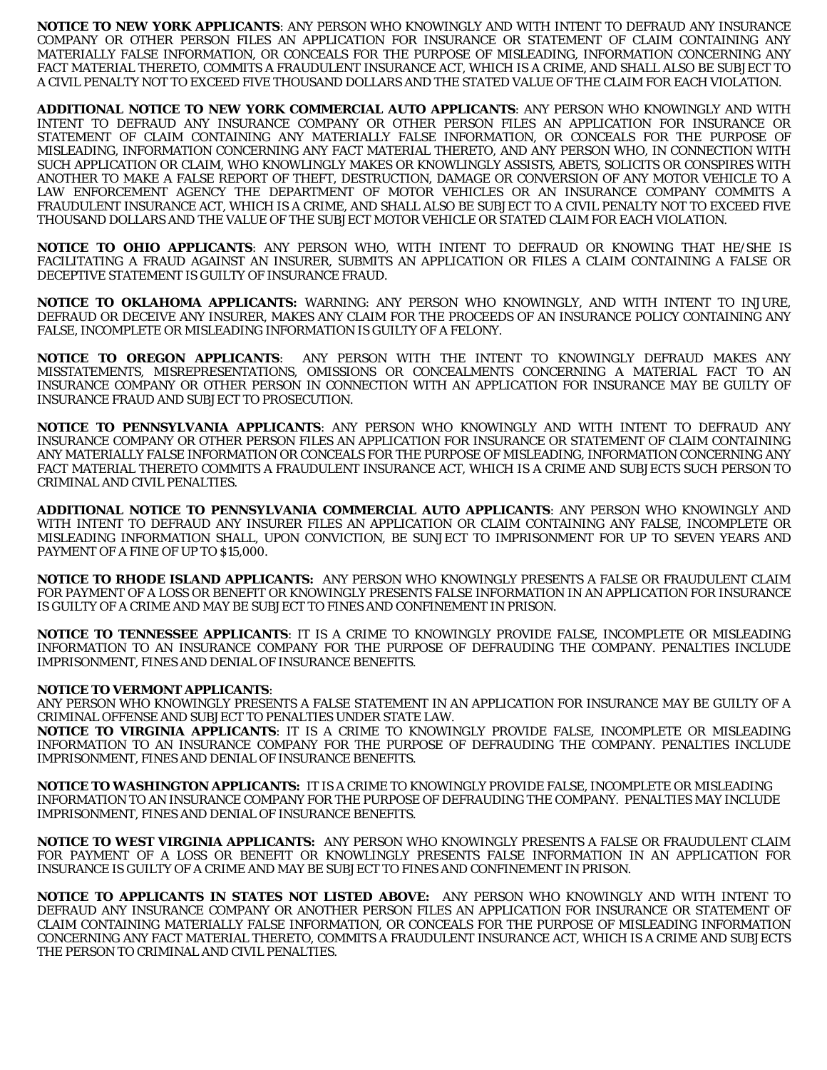**NOTICE TO NEW YORK APPLICANTS**: ANY PERSON WHO KNOWINGLY AND WITH INTENT TO DEFRAUD ANY INSURANCE COMPANY OR OTHER PERSON FILES AN APPLICATION FOR INSURANCE OR STATEMENT OF CLAIM CONTAINING ANY MATERIALLY FALSE INFORMATION, OR CONCEALS FOR THE PURPOSE OF MISLEADING, INFORMATION CONCERNING ANY FACT MATERIAL THERETO, COMMITS A FRAUDULENT INSURANCE ACT, WHICH IS A CRIME, AND SHALL ALSO BE SUBJECT TO A CIVIL PENALTY NOT TO EXCEED FIVE THOUSAND DOLLARS AND THE STATED VALUE OF THE CLAIM FOR EACH VIOLATION.

**ADDITIONAL NOTICE TO NEW YORK COMMERCIAL AUTO APPLICANTS**: ANY PERSON WHO KNOWINGLY AND WITH INTENT TO DEFRAUD ANY INSURANCE COMPANY OR OTHER PERSON FILES AN APPLICATION FOR INSURANCE OR STATEMENT OF CLAIM CONTAINING ANY MATERIALLY FALSE INFORMATION, OR CONCEALS FOR THE PURPOSE OF MISLEADING, INFORMATION CONCERNING ANY FACT MATERIAL THERETO, AND ANY PERSON WHO, IN CONNECTION WITH SUCH APPLICATION OR CLAIM, WHO KNOWINGLY MAKES OR KNOWINGLY ASSISTS, ABETS, SOLICITS OR CONSPIRES WITH ANOTHER TO MAKE A FALSE REPORT OF THEFT, DESTRUCTION, DAMAGE OR CONVERSION OF ANY MOTOR VEHICLE TO A LAW ENFORCEMENT AGENCY THE DEPARTMENT OF MOTOR VEHICLES OR AN INSURANCE COMPANY COMMITS A FRAUDULENT INSURANCE ACT, WHICH IS A CRIME, AND SHALL ALSO BE SUBJECT TO A CIVIL PENALTY NOT TO EXCEED FIVE THOUSAND DOLLARS AND THE VALUE OF THE SUBJECT MOTOR VEHICLE OR STATED CLAIM FOR EACH VIOLATION.

**NOTICE TO OHIO APPLICANTS**: ANY PERSON WHO, WITH INTENT TO DEFRAUD OR KNOWING THAT HE/SHE IS FACILITATING A FRAUD AGAINST AN INSURER, SUBMITS AN APPLICATION OR FILES A CLAIM CONTAINING A FALSE OR DECEPTIVE STATEMENT IS GUILTY OF INSURANCE FRAUD.

**NOTICE TO OKLAHOMA APPLICANTS:** WARNING: ANY PERSON WHO KNOWINGLY, AND WITH INTENT TO INJURE, DEFRAUD OR DECEIVE ANY INSURER, MAKES ANY CLAIM FOR THE PROCEEDS OF AN INSURANCE POLICY CONTAINING ANY FALSE, INCOMPLETE OR MISLEADING INFORMATION IS GUILTY OF A FELONY.

**NOTICE TO OREGON APPLICANTS**: ANY PERSON WITH THE INTENT TO KNOWINGLY DEFRAUD MAKES ANY MISSTATEMENTS, MISREPRESENTATIONS, OMISSIONS OR CONCEALMENTS CONCERNING A MATERIAL FACT TO AN INSURANCE COMPANY OR OTHER PERSON IN CONNECTION WITH AN APPLICATION FOR INSURANCE MAY BE GUILTY OF INSURANCE FRAUD AND SUBJECT TO PROSECUTION.

**NOTICE TO PENNSYLVANIA APPLICANTS**: ANY PERSON WHO KNOWINGLY AND WITH INTENT TO DEFRAUD ANY INSURANCE COMPANY OR OTHER PERSON FILES AN APPLICATION FOR INSURANCE OR STATEMENT OF CLAIM CONTAINING ANY MATERIALLY FALSE INFORMATION OR CONCEALS FOR THE PURPOSE OF MISLEADING, INFORMATION CONCERNING ANY FACT MATERIAL THERETO COMMITS A FRAUDULENT INSURANCE ACT, WHICH IS A CRIME AND SUBJECTS SUCH PERSON TO CRIMINAL AND CIVIL PENALTIES.

**ADDITIONAL NOTICE TO PENNSYLVANIA COMMERCIAL AUTO APPLICANTS**: ANY PERSON WHO KNOWINGLY AND WITH INTENT TO DEFRAUD ANY INSURER FILES AN APPLICATION OR CLAIM CONTAINING ANY FALSE, INCOMPLETE OR MISLEADING INFORMATION SHALL, UPON CONVICTION, BE SUNJECT TO IMPRISONMENT FOR UP TO SEVEN YEARS AND PAYMENT OF A FINE OF UP TO $15,000.

**NOTICE TO RHODE ISLAND APPLICANTS:** ANY PERSON WHO KNOWINGLY PRESENTS A FALSE OR FRAUDULENT CLAIM FOR PAYMENT OF A LOSS OR BENEFIT OR KNOWINGLY PRESENTS FALSE INFORMATION IN AN APPLICATION FOR INSURANCE IS GUILTY OF A CRIME AND MAY BE SUBJECT TO FINES AND CONFINEMENT IN PRISON.

**NOTICE TO TENNESSEE APPLICANTS**: IT IS A CRIME TO KNOWINGLY PROVIDE FALSE, INCOMPLETE OR MISLEADING INFORMATION TO AN INSURANCE COMPANY FOR THE PURPOSE OF DEFRAUDING THE COMPANY. PENALTIES INCLUDE IMPRISONMENT, FINES AND DENIAL OF INSURANCE BENEFITS.

**NOTICE TO VERMONT APPLICANTS**:
ANY PERSON WHO KNOWINGLY PRESENTS A FALSE STATEMENT IN AN APPLICATION FOR INSURANCE MAY BE GUILTY OF A CRIMINAL OFFENSE AND SUBJECT TO PENALTIES UNDER STATE LAW.

**NOTICE TO VIRGINIA APPLICANTS**: IT IS A CRIME TO KNOWINGLY PROVIDE FALSE, INCOMPLETE OR MISLEADING INFORMATION TO AN INSURANCE COMPANY FOR THE PURPOSE OF DEFRAUDING THE COMPANY. PENALTIES INCLUDE IMPRISONMENT, FINES AND DENIAL OF INSURANCE BENEFITS.

**NOTICE TO WASHINGTON APPLICANTS:** IT IS A CRIME TO KNOWINGLY PROVIDE FALSE, INCOMPLETE OR MISLEADING INFORMATION TO AN INSURANCE COMPANY FOR THE PURPOSE OF DEFRAUDING THE COMPANY. PENALTIES MAY INCLUDE IMPRISONMENT, FINES AND DENIAL OF INSURANCE BENEFITS.

**NOTICE TO WEST VIRGINIA APPLICANTS:** ANY PERSON WHO KNOWINGLY PRESENTS A FALSE OR FRAUDULENT CLAIM FOR PAYMENT OF A LOSS OR BENEFIT OR KNOWLINGLY PRESENTS FALSE INFORMATION IN AN APPLICATION FOR INSURANCE IS GUILTY OF A CRIME AND MAY BE SUBJECT TO FINES AND CONFINEMENT IN PRISON.

**NOTICE TO APPLICANTS IN STATES NOT LISTED ABOVE:** ANY PERSON WHO KNOWINGLY AND WITH INTENT TO DEFRAUD ANY INSURANCE COMPANY OR ANOTHER PERSON FILES AN APPLICATION FOR INSURANCE OR STATEMENT OF CLAIM CONTAINING MATERIALLY FALSE INFORMATION, OR CONCEALS FOR THE PURPOSE OF MISLEADING INFORMATION CONCERNING ANY FACT MATERIAL THERETO, COMMITS A FRAUDULENT INSURANCE ACT, WHICH IS A CRIME AND SUBJECTS THE PERSON TO CRIMINAL AND CIVIL PENALTIES.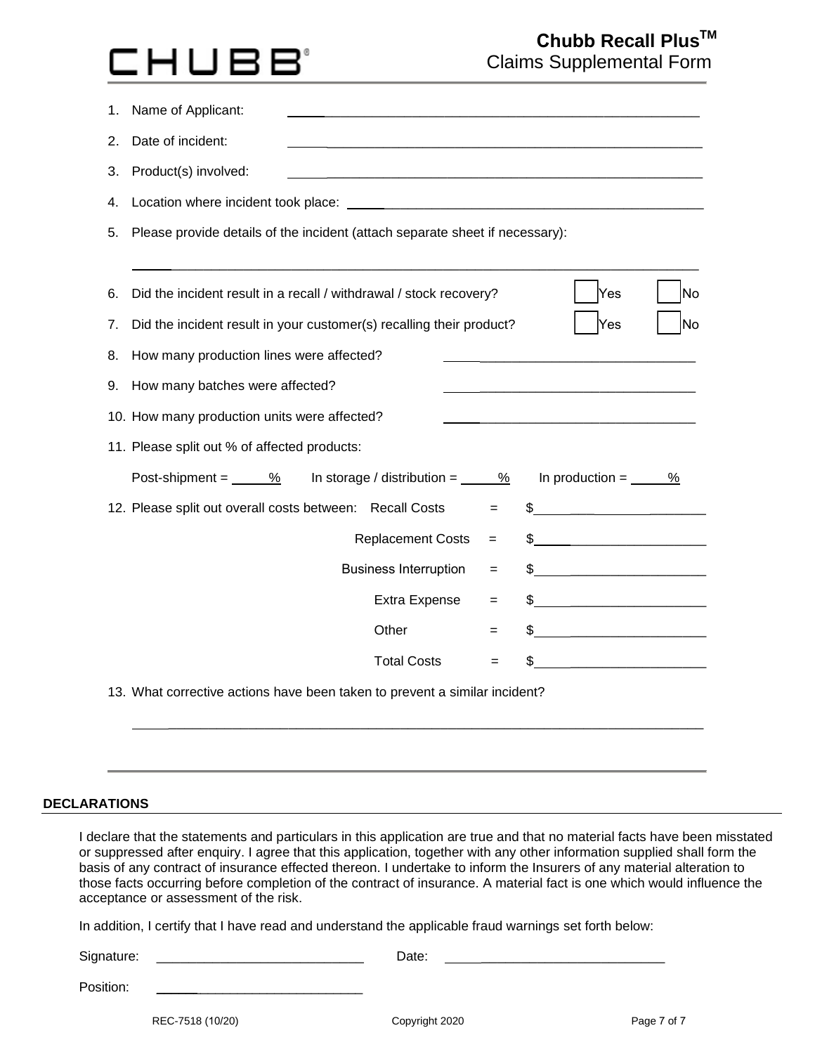# CHUBB

## Chubb Recall Plus™
## Claims Supplemental Form

1. Name of Applicant: ______________________________
2. Date of incident: ______________________________
3. Product(s) involved: ______________________________
4. Location where incident took place: ______________________________
5. Please provide details of the incident (attach separate sheet if necessary):

______________________________________________________________

6. Did the incident result in a recall / withdrawal / stock recovery? ☐ Yes ☐ No
7. Did the incident result in your customer(s) recalling their product? ☐ Yes ☐ No
8. How many production lines were affected? ______________________________
9. How many batches were affected? ______________________________
10. How many production units were affected? ______________________________
11. Please split out % of affected products:

    Post-shipment = _____% In storage / distribution = _____% In production = _____%

12. Please split out overall costs between:

| | | |
|---|---|---|
| Recall Costs | = | $ ______________ |
| Replacement Costs | = | $ ______________ |
| Business Interruption | = | $ ______________ |
| Extra Expense | = | $ ______________ |
| Other | = | $ ______________ |
| Total Costs | = | $ ______________ |

13. What corrective actions have been taken to prevent a similar incident?

______________________________________________________________

## DECLARATIONS

I declare that the statements and particulars in this application are true and that no material facts have been misstated or suppressed after enquiry. I agree that this application, together with any other information supplied shall form the basis of any contract of insurance effected thereon. I undertake to inform the Insurers of any material alteration to those facts occurring before completion of the contract of insurance. A material fact is one which would influence the acceptance or assessment of the risk.

In addition, I certify that I have read and understand the applicable fraud warnings set forth below:

Signature: ____________________________ Date: ____________________________

Position: ____________________________

REC-7518 (10/20) Copyright 2020